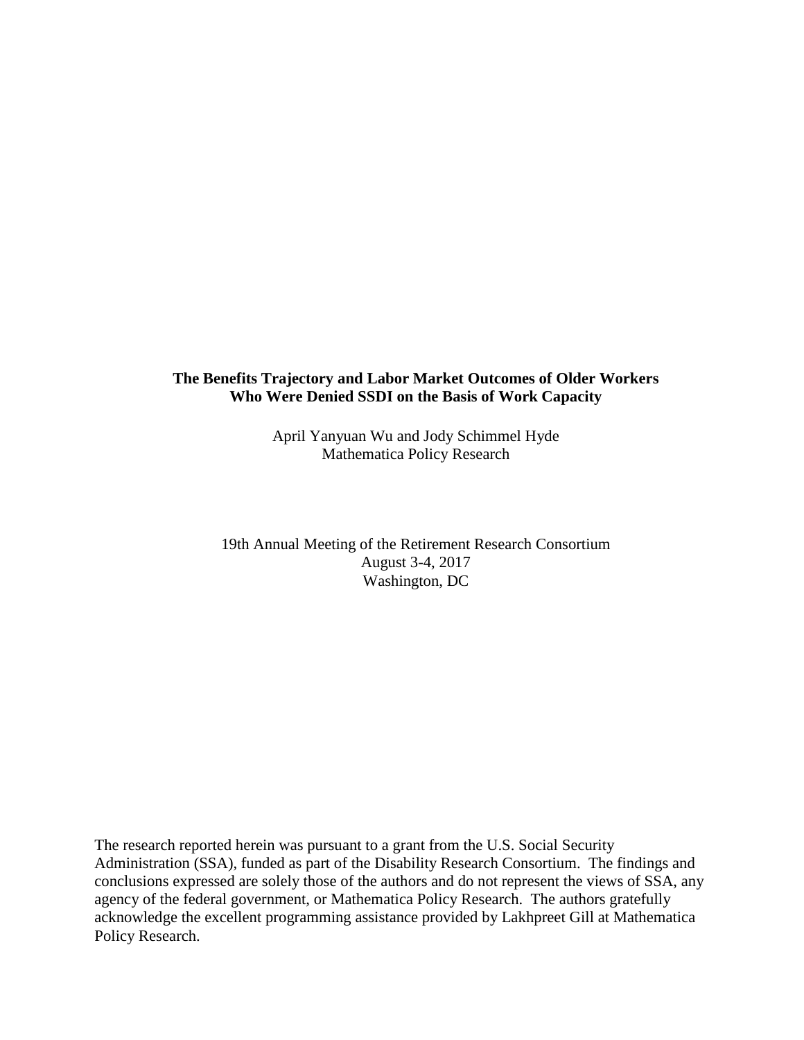# The Benefits Trajectory and Labor Market Outcomes of Older Workers Who Were Denied SSDI on the Basis of Work Capacity

April Yanyuan Wu and Jody Schimmel Hyde
Mathematica Policy Research

19th Annual Meeting of the Retirement Research Consortium
August 3-4, 2017
Washington, DC

The research reported herein was pursuant to a grant from the U.S. Social Security Administration (SSA), funded as part of the Disability Research Consortium. The findings and conclusions expressed are solely those of the authors and do not represent the views of SSA, any agency of the federal government, or Mathematica Policy Research. The authors gratefully acknowledge the excellent programming assistance provided by Lakhpreet Gill at Mathematica Policy Research.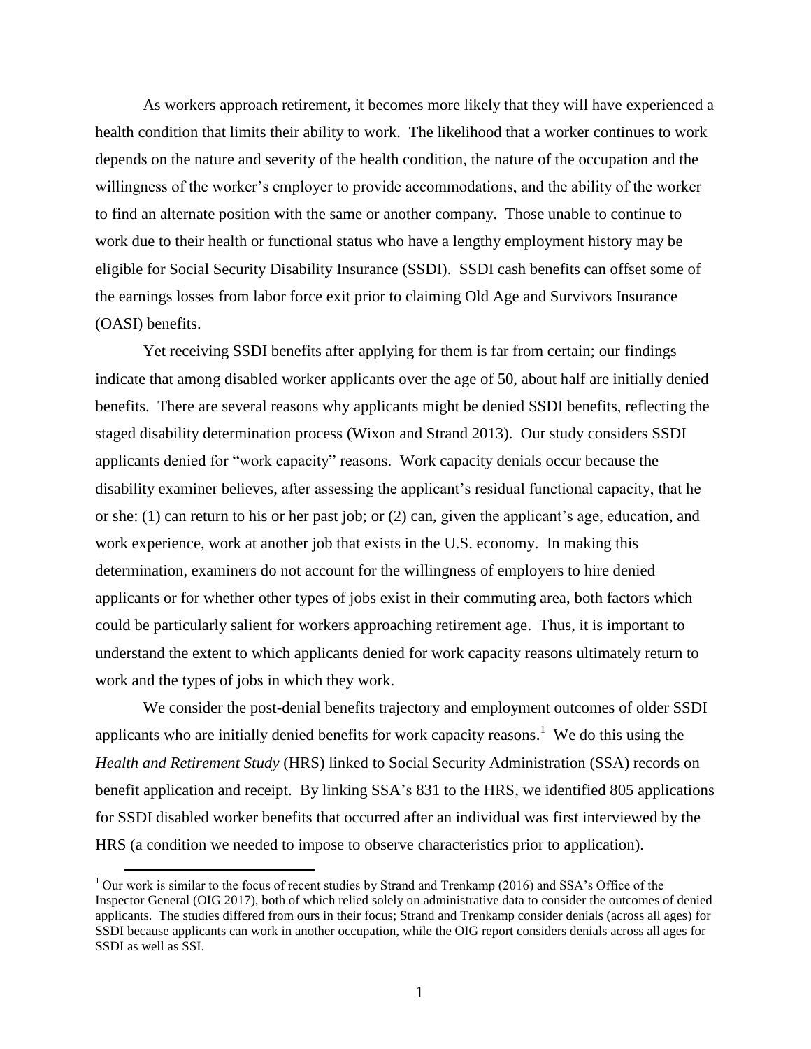As workers approach retirement, it becomes more likely that they will have experienced a health condition that limits their ability to work. The likelihood that a worker continues to work depends on the nature and severity of the health condition, the nature of the occupation and the willingness of the worker's employer to provide accommodations, and the ability of the worker to find an alternate position with the same or another company. Those unable to continue to work due to their health or functional status who have a lengthy employment history may be eligible for Social Security Disability Insurance (SSDI). SSDI cash benefits can offset some of the earnings losses from labor force exit prior to claiming Old Age and Survivors Insurance (OASI) benefits.

Yet receiving SSDI benefits after applying for them is far from certain; our findings indicate that among disabled worker applicants over the age of 50, about half are initially denied benefits. There are several reasons why applicants might be denied SSDI benefits, reflecting the staged disability determination process (Wixon and Strand 2013). Our study considers SSDI applicants denied for "work capacity" reasons. Work capacity denials occur because the disability examiner believes, after assessing the applicant's residual functional capacity, that he or she: (1) can return to his or her past job; or (2) can, given the applicant's age, education, and work experience, work at another job that exists in the U.S. economy. In making this determination, examiners do not account for the willingness of employers to hire denied applicants or for whether other types of jobs exist in their commuting area, both factors which could be particularly salient for workers approaching retirement age. Thus, it is important to understand the extent to which applicants denied for work capacity reasons ultimately return to work and the types of jobs in which they work.

We consider the post-denial benefits trajectory and employment outcomes of older SSDI applicants who are initially denied benefits for work capacity reasons.[1] We do this using the *Health and Retirement Study* (HRS) linked to Social Security Administration (SSA) records on benefit application and receipt. By linking SSA's 831 to the HRS, we identified 805 applications for SSDI disabled worker benefits that occurred after an individual was first interviewed by the HRS (a condition we needed to impose to observe characteristics prior to application).

[1] Our work is similar to the focus of recent studies by Strand and Trenkamp (2016) and SSA's Office of the Inspector General (OIG 2017), both of which relied solely on administrative data to consider the outcomes of denied applicants. The studies differed from ours in their focus; Strand and Trenkamp consider denials (across all ages) for SSDI because applicants can work in another occupation, while the OIG report considers denials across all ages for SSDI as well as SSI.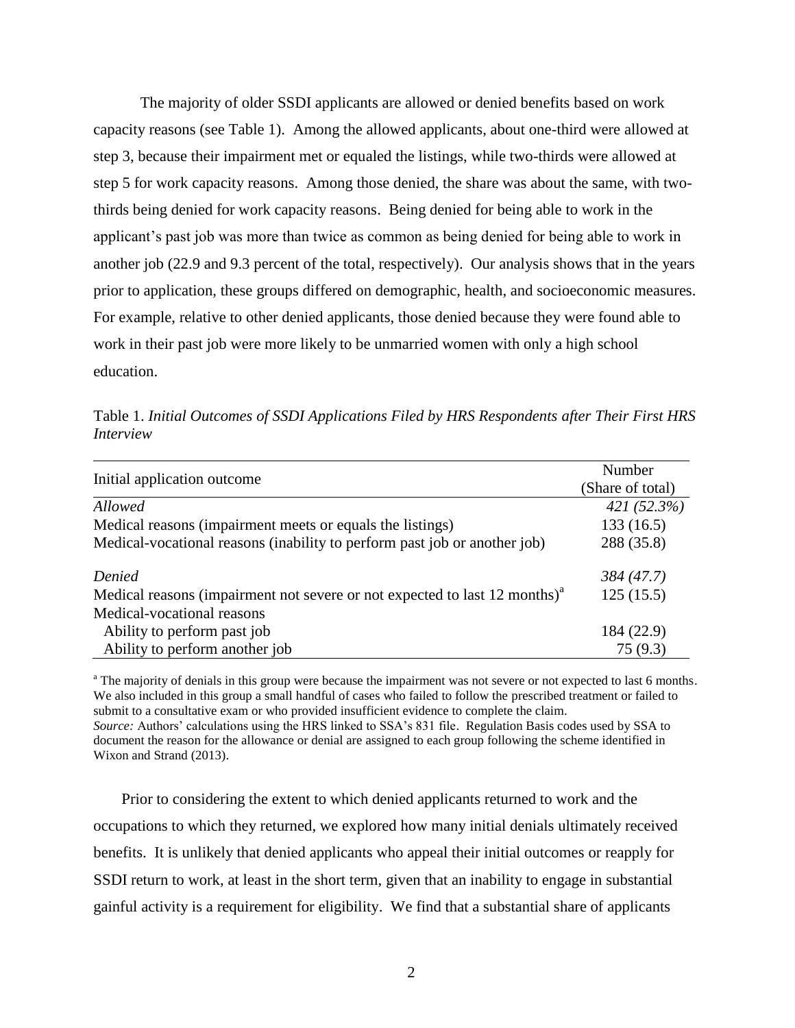The majority of older SSDI applicants are allowed or denied benefits based on work capacity reasons (see Table 1). Among the allowed applicants, about one-third were allowed at step 3, because their impairment met or equaled the listings, while two-thirds were allowed at step 5 for work capacity reasons. Among those denied, the share was about the same, with two-thirds being denied for work capacity reasons. Being denied for being able to work in the applicant's past job was more than twice as common as being denied for being able to work in another job (22.9 and 9.3 percent of the total, respectively). Our analysis shows that in the years prior to application, these groups differed on demographic, health, and socioeconomic measures. For example, relative to other denied applicants, those denied because they were found able to work in their past job were more likely to be unmarried women with only a high school education.

Table 1. *Initial Outcomes of SSDI Applications Filed by HRS Respondents after Their First HRS Interview*

| Initial application outcome | Number (Share of total) |
|---|---|
| *Allowed* | *421 (52.3%)* |
| Medical reasons (impairment meets or equals the listings) | 133 (16.5) |
| Medical-vocational reasons (inability to perform past job or another job) | 288 (35.8) |
| *Denied* | *384 (47.7)* |
| Medical reasons (impairment not severe or not expected to last 12 months)[a] | 125 (15.5) |
| Medical-vocational reasons | |
| Ability to perform past job | 184 (22.9) |
| Ability to perform another job | 75 (9.3) |

[a] The majority of denials in this group were because the impairment was not severe or not expected to last 6 months. We also included in this group a small handful of cases who failed to follow the prescribed treatment or failed to submit to a consultative exam or who provided insufficient evidence to complete the claim.
*Source:* Authors' calculations using the HRS linked to SSA's 831 file. Regulation Basis codes used by SSA to document the reason for the allowance or denial are assigned to each group following the scheme identified in Wixon and Strand (2013).

Prior to considering the extent to which denied applicants returned to work and the occupations to which they returned, we explored how many initial denials ultimately received benefits. It is unlikely that denied applicants who appeal their initial outcomes or reapply for SSDI return to work, at least in the short term, given that an inability to engage in substantial gainful activity is a requirement for eligibility. We find that a substantial share of applicants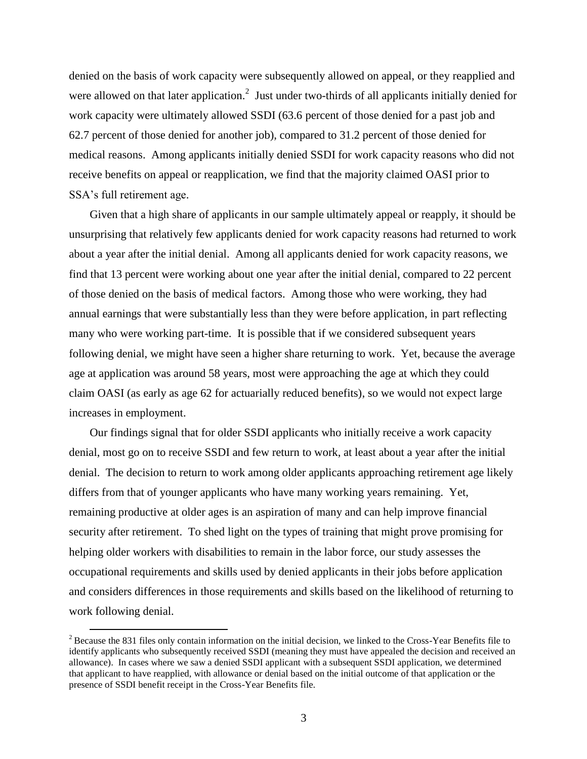denied on the basis of work capacity were subsequently allowed on appeal, or they reapplied and were allowed on that later application.[2] Just under two-thirds of all applicants initially denied for work capacity were ultimately allowed SSDI (63.6 percent of those denied for a past job and 62.7 percent of those denied for another job), compared to 31.2 percent of those denied for medical reasons. Among applicants initially denied SSDI for work capacity reasons who did not receive benefits on appeal or reapplication, we find that the majority claimed OASI prior to SSA's full retirement age.

Given that a high share of applicants in our sample ultimately appeal or reapply, it should be unsurprising that relatively few applicants denied for work capacity reasons had returned to work about a year after the initial denial. Among all applicants denied for work capacity reasons, we find that 13 percent were working about one year after the initial denial, compared to 22 percent of those denied on the basis of medical factors. Among those who were working, they had annual earnings that were substantially less than they were before application, in part reflecting many who were working part-time. It is possible that if we considered subsequent years following denial, we might have seen a higher share returning to work. Yet, because the average age at application was around 58 years, most were approaching the age at which they could claim OASI (as early as age 62 for actuarially reduced benefits), so we would not expect large increases in employment.

Our findings signal that for older SSDI applicants who initially receive a work capacity denial, most go on to receive SSDI and few return to work, at least about a year after the initial denial. The decision to return to work among older applicants approaching retirement age likely differs from that of younger applicants who have many working years remaining. Yet, remaining productive at older ages is an aspiration of many and can help improve financial security after retirement. To shed light on the types of training that might prove promising for helping older workers with disabilities to remain in the labor force, our study assesses the occupational requirements and skills used by denied applicants in their jobs before application and considers differences in those requirements and skills based on the likelihood of returning to work following denial.

[2] Because the 831 files only contain information on the initial decision, we linked to the Cross-Year Benefits file to identify applicants who subsequently received SSDI (meaning they must have appealed the decision and received an allowance). In cases where we saw a denied SSDI applicant with a subsequent SSDI application, we determined that applicant to have reapplied, with allowance or denial based on the initial outcome of that application or the presence of SSDI benefit receipt in the Cross-Year Benefits file.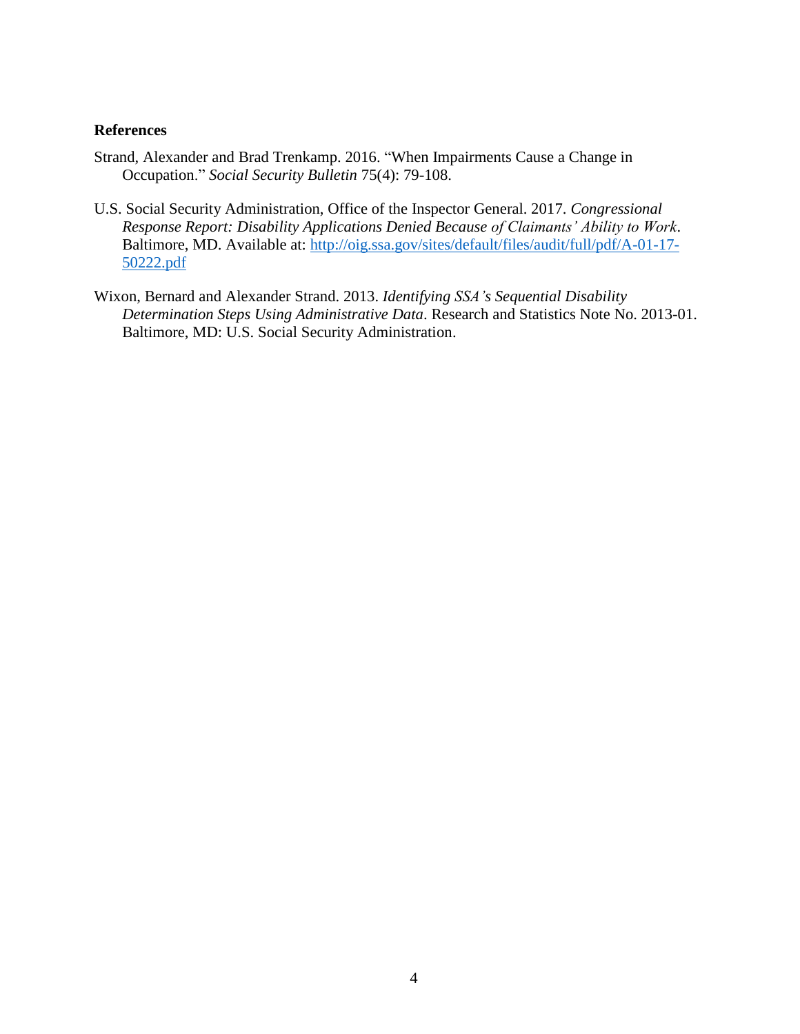## References

Strand, Alexander and Brad Trenkamp. 2016. "When Impairments Cause a Change in Occupation." *Social Security Bulletin* 75(4): 79-108.

U.S. Social Security Administration, Office of the Inspector General. 2017. *Congressional Response Report: Disability Applications Denied Because of Claimants' Ability to Work*. Baltimore, MD. Available at: [http://oig.ssa.gov/sites/default/files/audit/full/pdf/A-01-17-50222.pdf](http://oig.ssa.gov/sites/default/files/audit/full/pdf/A-01-17-50222.pdf)

Wixon, Bernard and Alexander Strand. 2013. *Identifying SSA's Sequential Disability Determination Steps Using Administrative Data*. Research and Statistics Note No. 2013-01. Baltimore, MD: U.S. Social Security Administration.